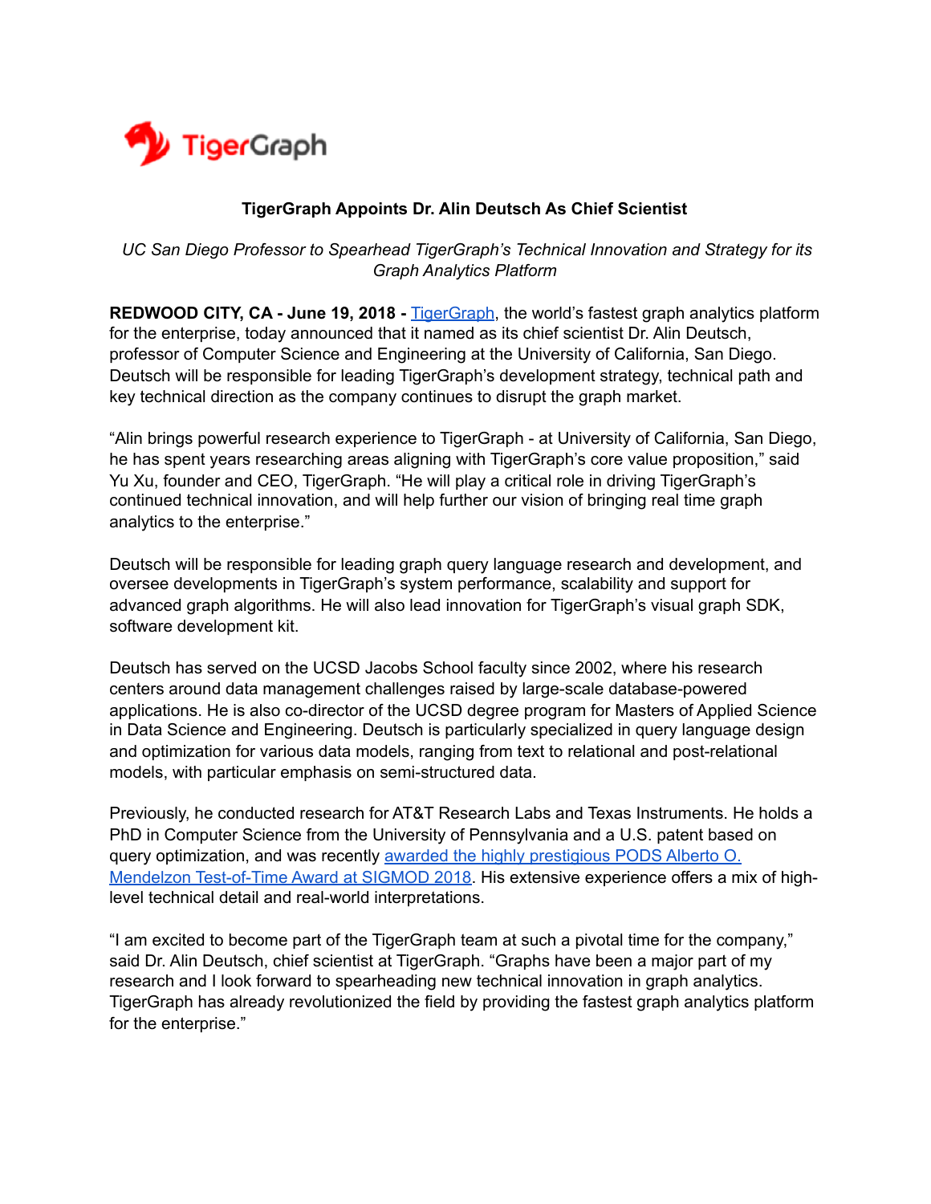TigerGraph

# TigerGraph Appoints Dr. Alin Deutsch As Chief Scientist

*UC San Diego Professor to Spearhead TigerGraph's Technical Innovation and Strategy for its Graph Analytics Platform*

**REDWOOD CITY, CA - June 19, 2018 -** [TigerGraph](), the world's fastest graph analytics platform for the enterprise, today announced that it named as its chief scientist Dr. Alin Deutsch, professor of Computer Science and Engineering at the University of California, San Diego. Deutsch will be responsible for leading TigerGraph's development strategy, technical path and key technical direction as the company continues to disrupt the graph market.

"Alin brings powerful research experience to TigerGraph - at University of California, San Diego, he has spent years researching areas aligning with TigerGraph's core value proposition," said Yu Xu, founder and CEO, TigerGraph. "He will play a critical role in driving TigerGraph's continued technical innovation, and will help further our vision of bringing real time graph analytics to the enterprise."

Deutsch will be responsible for leading graph query language research and development, and oversee developments in TigerGraph's system performance, scalability and support for advanced graph algorithms. He will also lead innovation for TigerGraph's visual graph SDK, software development kit.

Deutsch has served on the UCSD Jacobs School faculty since 2002, where his research centers around data management challenges raised by large-scale database-powered applications. He is also co-director of the UCSD degree program for Masters of Applied Science in Data Science and Engineering. Deutsch is particularly specialized in query language design and optimization for various data models, ranging from text to relational and post-relational models, with particular emphasis on semi-structured data.

Previously, he conducted research for AT&T Research Labs and Texas Instruments. He holds a PhD in Computer Science from the University of Pennsylvania and a U.S. patent based on query optimization, and was recently [awarded the highly prestigious PODS Alberto O. Mendelzon Test-of-Time Award at SIGMOD 2018](). His extensive experience offers a mix of high-level technical detail and real-world interpretations.

"I am excited to become part of the TigerGraph team at such a pivotal time for the company," said Dr. Alin Deutsch, chief scientist at TigerGraph. "Graphs have been a major part of my research and I look forward to spearheading new technical innovation in graph analytics. TigerGraph has already revolutionized the field by providing the fastest graph analytics platform for the enterprise."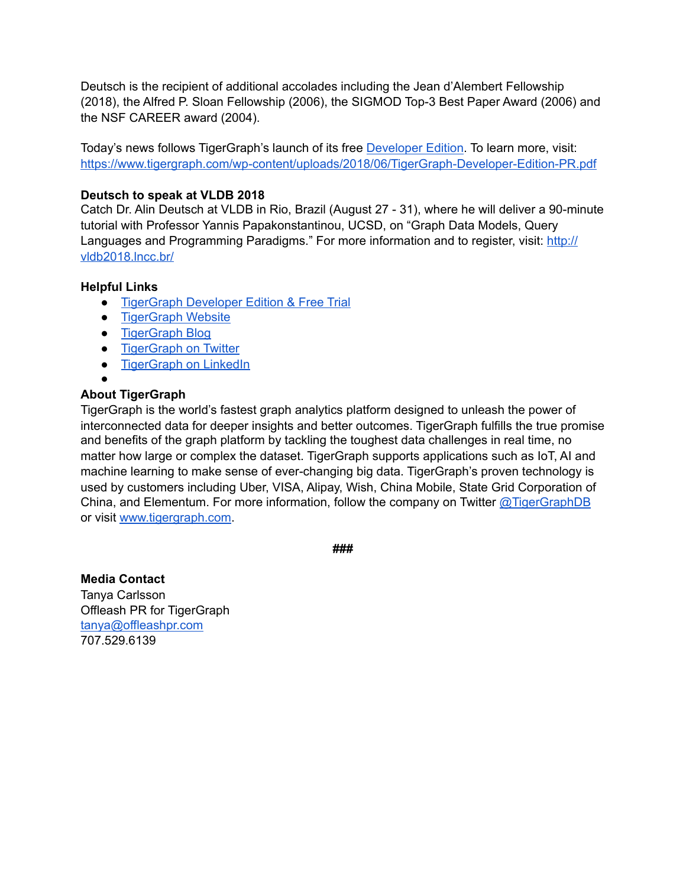Deutsch is the recipient of additional accolades including the Jean d'Alembert Fellowship (2018), the Alfred P. Sloan Fellowship (2006), the SIGMOD Top-3 Best Paper Award (2006) and the NSF CAREER award (2004).

Today's news follows TigerGraph's launch of its free Developer Edition. To learn more, visit: https://www.tigergraph.com/wp-content/uploads/2018/06/TigerGraph-Developer-Edition-PR.pdf

**Deutsch to speak at VLDB 2018**

Catch Dr. Alin Deutsch at VLDB in Rio, Brazil (August 27 - 31), where he will deliver a 90-minute tutorial with Professor Yannis Papakonstantinou, UCSD, on "Graph Data Models, Query Languages and Programming Paradigms." For more information and to register, visit: http://vldb2018.lncc.br/

**Helpful Links**

- TigerGraph Developer Edition & Free Trial
- TigerGraph Website
- TigerGraph Blog
- TigerGraph on Twitter
- TigerGraph on LinkedIn

**About TigerGraph**

TigerGraph is the world's fastest graph analytics platform designed to unleash the power of interconnected data for deeper insights and better outcomes. TigerGraph fulfills the true promise and benefits of the graph platform by tackling the toughest data challenges in real time, no matter how large or complex the dataset. TigerGraph supports applications such as IoT, AI and machine learning to make sense of ever-changing big data. TigerGraph's proven technology is used by customers including Uber, VISA, Alipay, Wish, China Mobile, State Grid Corporation of China, and Elementum. For more information, follow the company on Twitter @TigerGraphDB or visit www.tigergraph.com.

**###**

**Media Contact**

Tanya Carlsson
Offleash PR for TigerGraph
tanya@offleashpr.com
707.529.6139